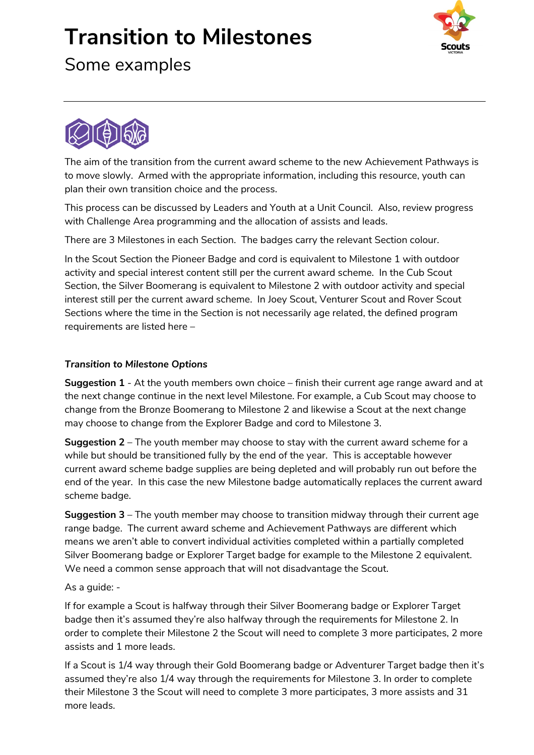# Transition to Milestones

## Some examples

The aim of the transition from the current award scheme to the new Achievement Pathways is to move slowly. Armed with the appropriate information, including this resource, youth can plan their own transition choice and the process.

This process can be discussed by Leaders and Youth at a Unit Council. Also, review progress with Challenge Area programming and the allocation of assists and leads.

There are 3 Milestones in each Section. The badges carry the relevant Section colour.

In the Scout Section the Pioneer Badge and cord is equivalent to Milestone 1 with outdoor activity and special interest content still per the current award scheme. In the Cub Scout Section, the Silver Boomerang is equivalent to Milestone 2 with outdoor activity and special interest still per the current award scheme. In Joey Scout, Venturer Scout and Rover Scout Sections where the time in the Section is not necessarily age related, the defined program requirements are listed here –

***Transition to Milestone Options***

**Suggestion 1** - At the youth members own choice – finish their current age range award and at the next change continue in the next level Milestone. For example, a Cub Scout may choose to change from the Bronze Boomerang to Milestone 2 and likewise a Scout at the next change may choose to change from the Explorer Badge and cord to Milestone 3.

**Suggestion 2** – The youth member may choose to stay with the current award scheme for a while but should be transitioned fully by the end of the year. This is acceptable however current award scheme badge supplies are being depleted and will probably run out before the end of the year. In this case the new Milestone badge automatically replaces the current award scheme badge.

**Suggestion 3** – The youth member may choose to transition midway through their current age range badge. The current award scheme and Achievement Pathways are different which means we aren't able to convert individual activities completed within a partially completed Silver Boomerang badge or Explorer Target badge for example to the Milestone 2 equivalent. We need a common sense approach that will not disadvantage the Scout.

As a guide: -

If for example a Scout is halfway through their Silver Boomerang badge or Explorer Target badge then it's assumed they're also halfway through the requirements for Milestone 2. In order to complete their Milestone 2 the Scout will need to complete 3 more participates, 2 more assists and 1 more leads.

If a Scout is 1/4 way through their Gold Boomerang badge or Adventurer Target badge then it's assumed they're also 1/4 way through the requirements for Milestone 3. In order to complete their Milestone 3 the Scout will need to complete 3 more participates, 3 more assists and 31 more leads.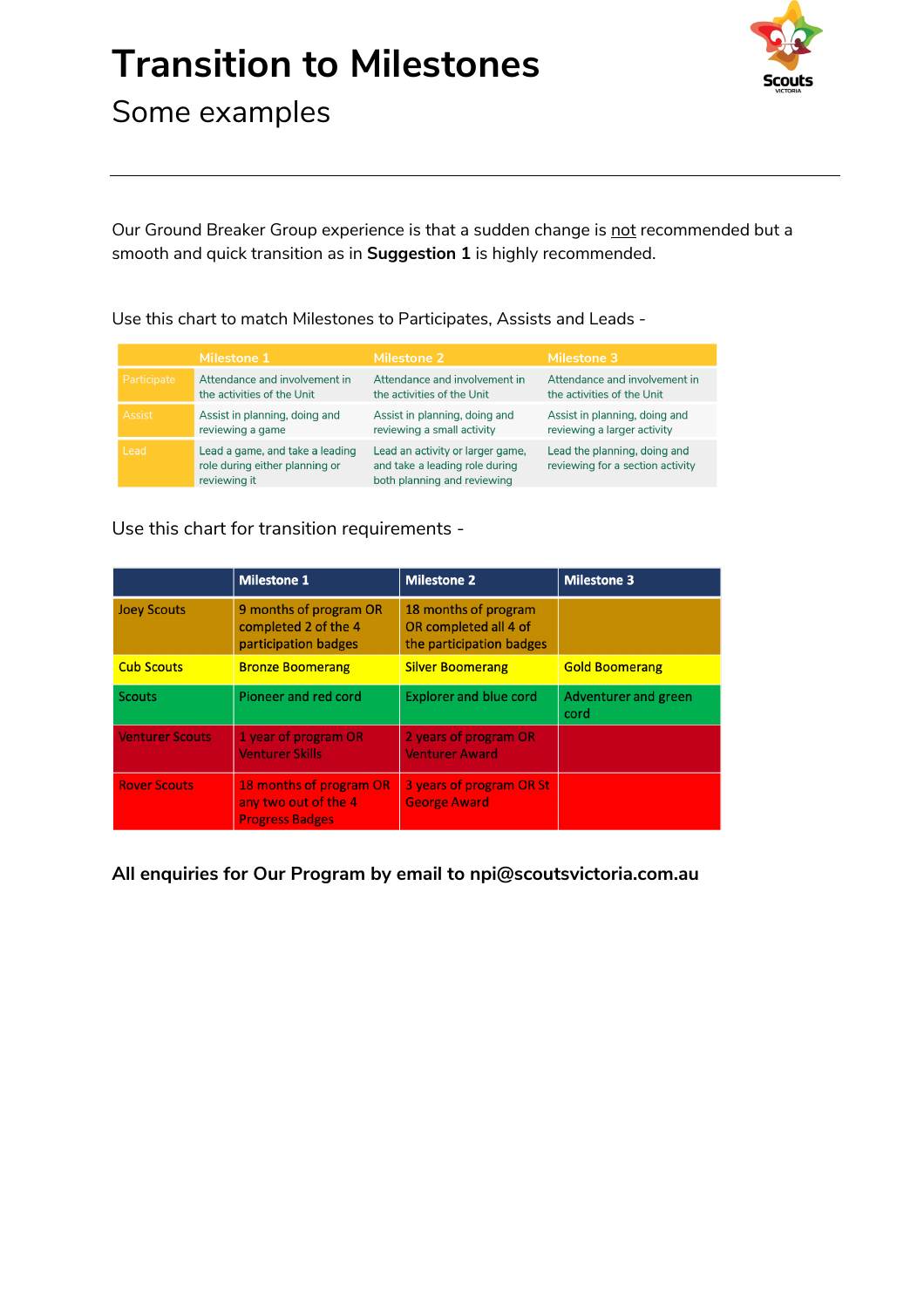# Transition to Milestones

## Some examples

---

Our Ground Breaker Group experience is that a sudden change is not recommended but a smooth and quick transition as in **Suggestion 1** is highly recommended.

Use this chart to match Milestones to Participates, Assists and Leads -

| | Milestone 1 | Milestone 2 | Milestone 3 |
|---|---|---|---|
| Participate | Attendance and involvement in the activities of the Unit | Attendance and involvement in the activities of the Unit | Attendance and involvement in the activities of the Unit |
| Assist | Assist in planning, doing and reviewing a game | Assist in planning, doing and reviewing a small activity | Assist in planning, doing and reviewing a larger activity |
| Lead | Lead a game, and take a leading role during either planning or reviewing it | Lead an activity or larger game, and take a leading role during both planning and reviewing | Lead the planning, doing and reviewing for a section activity |

Use this chart for transition requirements -

| | Milestone 1 | Milestone 2 | Milestone 3 |
|---|---|---|---|
| Joey Scouts | 9 months of program OR completed 2 of the 4 participation badges | 18 months of program OR completed all 4 of the participation badges | |
| Cub Scouts | Bronze Boomerang | Silver Boomerang | Gold Boomerang |
| Scouts | Pioneer and red cord | Explorer and blue cord | Adventurer and green cord |
| Venturer Scouts | 1 year of program OR Venturer Skills | 2 years of program OR Venturer Award | |
| Rover Scouts | 18 months of program OR any two out of the 4 Progress Badges | 3 years of program OR St George Award | |

**All enquiries for Our Program by email to npi@scoutsvictoria.com.au**